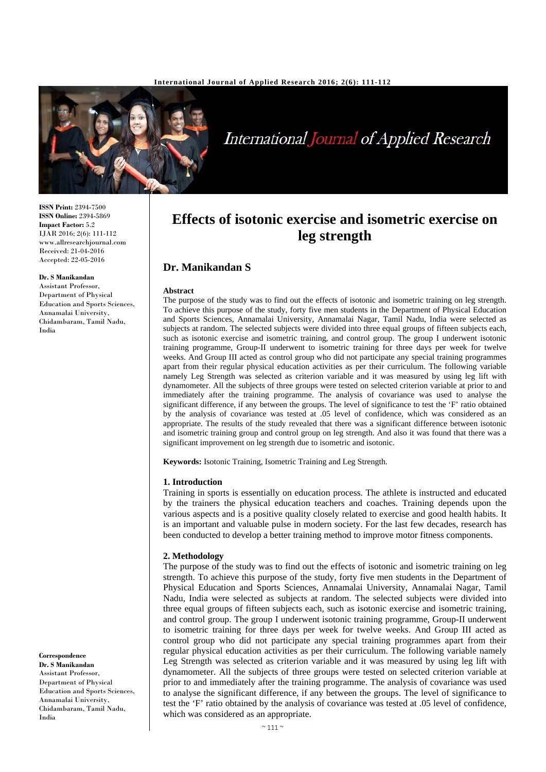ISSN Print: 2394-7500
ISSN Online: 2394-5869
Impact Factor: 5.2
IJAR 2016; 2(6): 111-112
www.allresearchjournal.com
Received: 21-04-2016
Accepted: 22-05-2016

**Dr. S Manikandan**
Assistant Professor, Department of Physical Education and Sports Sciences, Annamalai University, Chidambaram, Tamil Nadu, India

**Correspondence**
**Dr. S Manikandan**
Assistant Professor, Department of Physical Education and Sports Sciences, Annamalai University, Chidambaram, Tamil Nadu, India

# Effects of isotonic exercise and isometric exercise on leg strength

## Dr. Manikandan S

**Abstract**

The purpose of the study was to find out the effects of isotonic and isometric training on leg strength. To achieve this purpose of the study, forty five men students in the Department of Physical Education and Sports Sciences, Annamalai University, Annamalai Nagar, Tamil Nadu, India were selected as subjects at random. The selected subjects were divided into three equal groups of fifteen subjects each, such as isotonic exercise and isometric training, and control group. The group I underwent isotonic training programme, Group-II underwent to isometric training for three days per week for twelve weeks. And Group III acted as control group who did not participate any special training programmes apart from their regular physical education activities as per their curriculum. The following variable namely Leg Strength was selected as criterion variable and it was measured by using leg lift with dynamometer. All the subjects of three groups were tested on selected criterion variable at prior to and immediately after the training programme. The analysis of covariance was used to analyse the significant difference, if any between the groups. The level of significance to test the 'F' ratio obtained by the analysis of covariance was tested at .05 level of confidence, which was considered as an appropriate. The results of the study revealed that there was a significant difference between isotonic and isometric training group and control group on leg strength. And also it was found that there was a significant improvement on leg strength due to isometric and isotonic.

**Keywords:** Isotonic Training, Isometric Training and Leg Strength.

### 1. Introduction

Training in sports is essentially on education process. The athlete is instructed and educated by the trainers the physical education teachers and coaches. Training depends upon the various aspects and is a positive quality closely related to exercise and good health habits. It is an important and valuable pulse in modern society. For the last few decades, research has been conducted to develop a better training method to improve motor fitness components.

### 2. Methodology

The purpose of the study was to find out the effects of isotonic and isometric training on leg strength. To achieve this purpose of the study, forty five men students in the Department of Physical Education and Sports Sciences, Annamalai University, Annamalai Nagar, Tamil Nadu, India were selected as subjects at random. The selected subjects were divided into three equal groups of fifteen subjects each, such as isotonic exercise and isometric training, and control group. The group I underwent isotonic training programme, Group-II underwent to isometric training for three days per week for twelve weeks. And Group III acted as control group who did not participate any special training programmes apart from their regular physical education activities as per their curriculum. The following variable namely Leg Strength was selected as criterion variable and it was measured by using leg lift with dynamometer. All the subjects of three groups were tested on selected criterion variable at prior to and immediately after the training programme. The analysis of covariance was used to analyse the significant difference, if any between the groups. The level of significance to test the 'F' ratio obtained by the analysis of covariance was tested at .05 level of confidence, which was considered as an appropriate.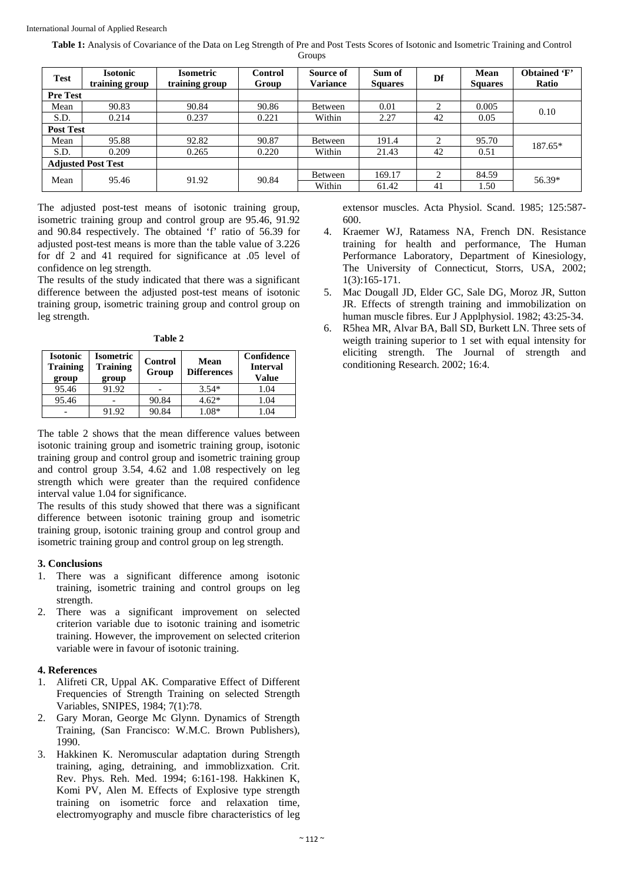**Table 1:** Analysis of Covariance of the Data on Leg Strength of Pre and Post Tests Scores of Isotonic and Isometric Training and Control Groups

| Test | Isotonic training group | Isometric training group | Control Group | Source of Variance | Sum of Squares | Df | Mean Squares | Obtained 'F' Ratio |
|---|---|---|---|---|---|---|---|---|
| **Pre Test** | | | | | | | | |
| Mean | 90.83 | 90.84 | 90.86 | Between | 0.01 | 2 | 0.005 | 0.10 |
| S.D. | 0.214 | 0.237 | 0.221 | Within | 2.27 | 42 | 0.05 | |
| **Post Test** | | | | | | | | |
| Mean | 95.88 | 92.82 | 90.87 | Between | 191.4 | 2 | 95.70 | 187.65* |
| S.D. | 0.209 | 0.265 | 0.220 | Within | 21.43 | 42 | 0.51 | |
| **Adjusted Post Test** | | | | | | | | |
| Mean | 95.46 | 91.92 | 90.84 | Between | 169.17 | 2 | 84.59 | 56.39* |
| | | | | Within | 61.42 | 41 | 1.50 | |

The adjusted post-test means of isotonic training group, isometric training group and control group are 95.46, 91.92 and 90.84 respectively. The obtained 'f' ratio of 56.39 for adjusted post-test means is more than the table value of 3.226 for df 2 and 41 required for significance at .05 level of confidence on leg strength.

The results of the study indicated that there was a significant difference between the adjusted post-test means of isotonic training group, isometric training group and control group on leg strength.

**Table 2**

| Isotonic Training group | Isometric Training group | Control Group | Mean Differences | Confidence Interval Value |
|---|---|---|---|---|
| 95.46 | 91.92 | - | 3.54* | 1.04 |
| 95.46 | - | 90.84 | 4.62* | 1.04 |
| - | 91.92 | 90.84 | 1.08* | 1.04 |

The table 2 shows that the mean difference values between isotonic training group and isometric training group, isotonic training group and control group and isometric training group and control group 3.54, 4.62 and 1.08 respectively on leg strength which were greater than the required confidence interval value 1.04 for significance.

The results of this study showed that there was a significant difference between isotonic training group and isometric training group, isotonic training group and control group and isometric training group and control group on leg strength.

## 3. Conclusions

1. There was a significant difference among isotonic training, isometric training and control groups on leg strength.
2. There was a significant improvement on selected criterion variable due to isotonic training and isometric training. However, the improvement on selected criterion variable were in favour of isotonic training.

## 4. References

1. Alifreti CR, Uppal AK. Comparative Effect of Different Frequencies of Strength Training on selected Strength Variables, SNIPES, 1984; 7(1):78.
2. Gary Moran, George Mc Glynn. Dynamics of Strength Training, (San Francisco: W.M.C. Brown Publishers), 1990.
3. Hakkinen K. Neromuscular adaptation during Strength training, aging, detraining, and immoblizxation. Crit. Rev. Phys. Reh. Med. 1994; 6:161-198. Hakkinen K, Komi PV, Alen M. Effects of Explosive type strength training on isometric force and relaxation time, electromyography and muscle fibre characteristics of leg extensor muscles. Acta Physiol. Scand. 1985; 125:587-600.
4. Kraemer WJ, Ratamess NA, French DN. Resistance training for health and performance, The Human Performance Laboratory, Department of Kinesiology, The University of Connecticut, Storrs, USA, 2002; 1(3):165-171.
5. Mac Dougall JD, Elder GC, Sale DG, Moroz JR, Sutton JR. Effects of strength training and immobilization on human muscle fibres. Eur J Applphysiol. 1982; 43:25-34.
6. R5hea MR, Alvar BA, Ball SD, Burkett LN. Three sets of weigth training superior to 1 set with equal intensity for eliciting strength. The Journal of strength and conditioning Research. 2002; 16:4.